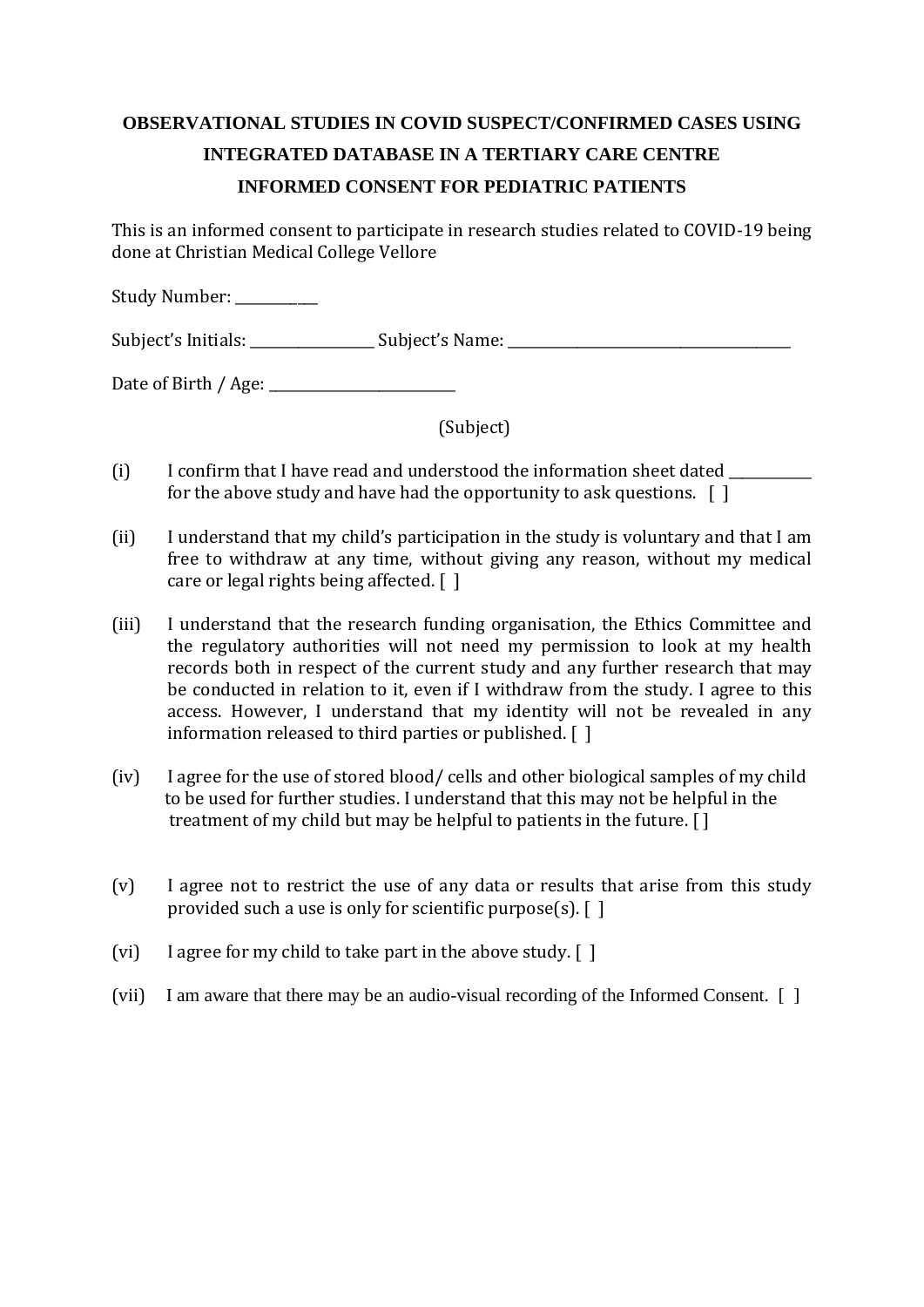**OBSERVATIONAL STUDIES IN COVID SUSPECT/CONFIRMED CASES USING INTEGRATED DATABASE IN A TERTIARY CARE CENTRE**

**INFORMED CONSENT FOR PEDIATRIC PATIENTS**

This is an informed consent to participate in research studies related to COVID-19 being done at Christian Medical College Vellore

Study Number: ___________

Subject's Initials: ________________ Subject's Name: _____________________________________

Date of Birth / Age: _________________________

(Subject)

(i) I confirm that I have read and understood the information sheet dated ___________ for the above study and have had the opportunity to ask questions. [ ]

(ii) I understand that my child's participation in the study is voluntary and that I am free to withdraw at any time, without giving any reason, without my medical care or legal rights being affected. [ ]

(iii) I understand that the research funding organisation, the Ethics Committee and the regulatory authorities will not need my permission to look at my health records both in respect of the current study and any further research that may be conducted in relation to it, even if I withdraw from the study. I agree to this access. However, I understand that my identity will not be revealed in any information released to third parties or published. [ ]

(iv) I agree for the use of stored blood/ cells and other biological samples of my child to be used for further studies. I understand that this may not be helpful in the treatment of my child but may be helpful to patients in the future. [ ]

(v) I agree not to restrict the use of any data or results that arise from this study provided such a use is only for scientific purpose(s). [ ]

(vi) I agree for my child to take part in the above study. [ ]

(vii) I am aware that there may be an audio-visual recording of the Informed Consent. [ ]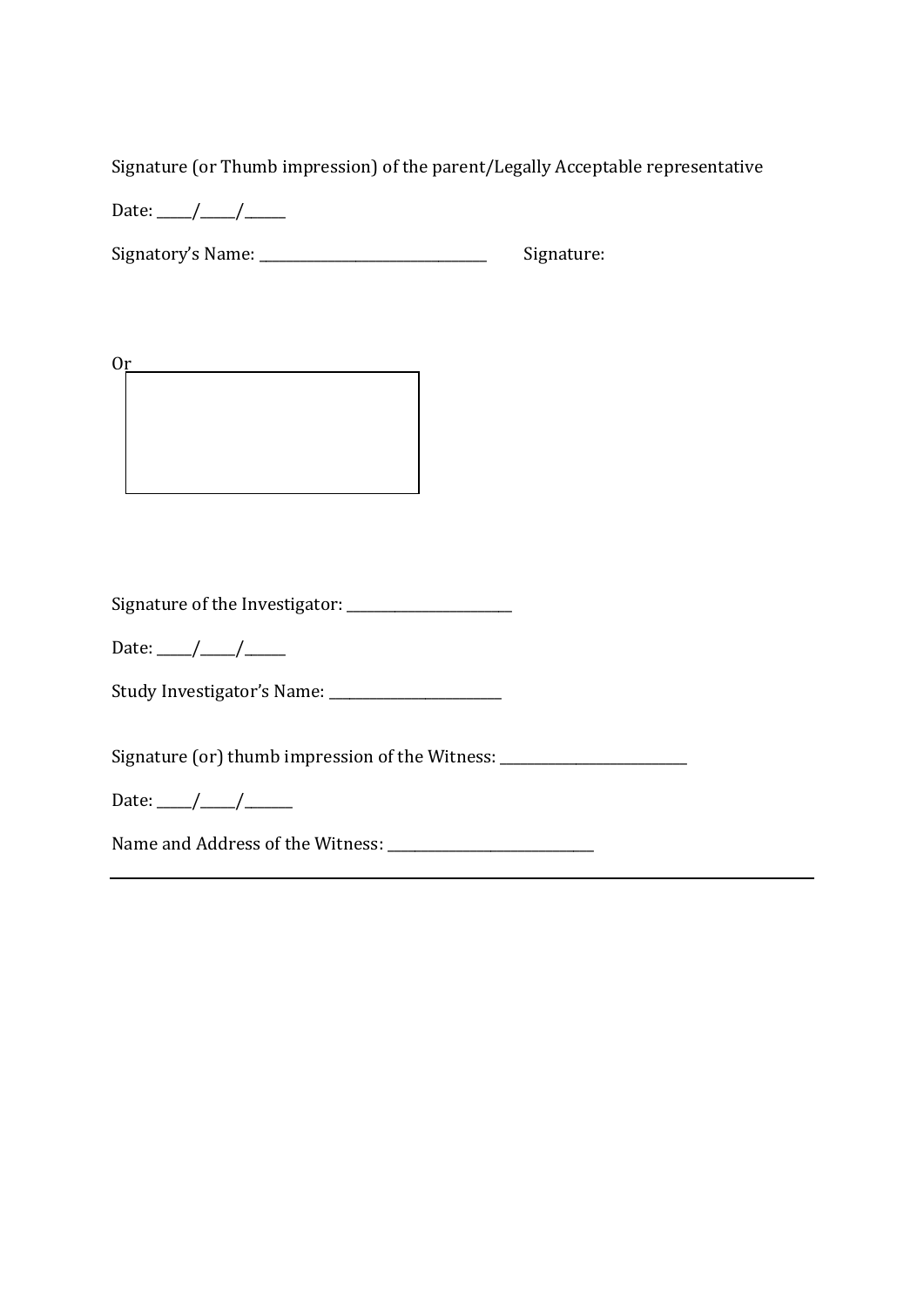Signature (or Thumb impression) of the parent/Legally Acceptable representative

Date: _____/_____/______

Signatory's Name: ________________________________ Signature:

Or

Signature of the Investigator: ________________________

Date: _____/_____/______

Study Investigator's Name: ________________________

Signature (or) thumb impression of the Witness: ___________________________

Date: _____/_____/_______

Name and Address of the Witness: ______________________________

---